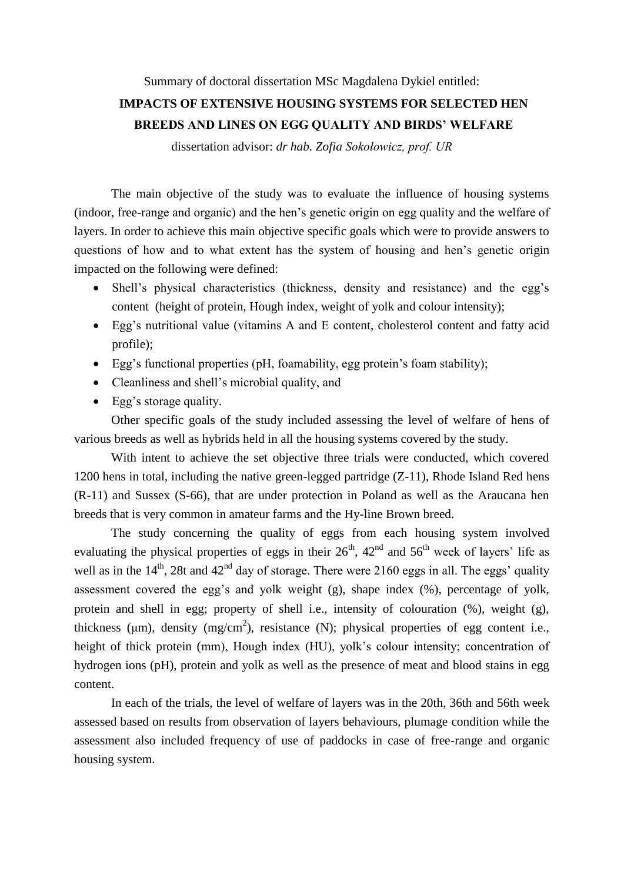Summary of doctoral dissertation MSc Magdalena Dykiel entitled:

# IMPACTS OF EXTENSIVE HOUSING SYSTEMS FOR SELECTED HEN BREEDS AND LINES ON EGG QUALITY AND BIRDS' WELFARE

dissertation advisor: *dr hab. Zofia Sokołowicz, prof. UR*

The main objective of the study was to evaluate the influence of housing systems (indoor, free-range and organic) and the hen's genetic origin on egg quality and the welfare of layers. In order to achieve this main objective specific goals which were to provide answers to questions of how and to what extent has the system of housing and hen's genetic origin impacted on the following were defined:

- Shell's physical characteristics (thickness, density and resistance) and the egg's content (height of protein, Hough index, weight of yolk and colour intensity);
- Egg's nutritional value (vitamins A and E content, cholesterol content and fatty acid profile);
- Egg's functional properties (pH, foamability, egg protein's foam stability);
- Cleanliness and shell's microbial quality, and
- Egg's storage quality.

Other specific goals of the study included assessing the level of welfare of hens of various breeds as well as hybrids held in all the housing systems covered by the study.

With intent to achieve the set objective three trials were conducted, which covered 1200 hens in total, including the native green-legged partridge (Z-11), Rhode Island Red hens (R-11) and Sussex (S-66), that are under protection in Poland as well as the Araucana hen breeds that is very common in amateur farms and the Hy-line Brown breed.

The study concerning the quality of eggs from each housing system involved evaluating the physical properties of eggs in their 26$^{th}$, 42$^{nd}$ and 56$^{th}$ week of layers' life as well as in the 14$^{th}$, 28t and 42$^{nd}$ day of storage. There were 2160 eggs in all. The eggs' quality assessment covered the egg's and yolk weight (g), shape index (%), percentage of yolk, protein and shell in egg; property of shell i.e., intensity of colouration (%), weight (g), thickness (μm), density (mg/cm$^2$), resistance (N); physical properties of egg content i.e., height of thick protein (mm), Hough index (HU), yolk's colour intensity; concentration of hydrogen ions (pH), protein and yolk as well as the presence of meat and blood stains in egg content.

In each of the trials, the level of welfare of layers was in the 20th, 36th and 56th week assessed based on results from observation of layers behaviours, plumage condition while the assessment also included frequency of use of paddocks in case of free-range and organic housing system.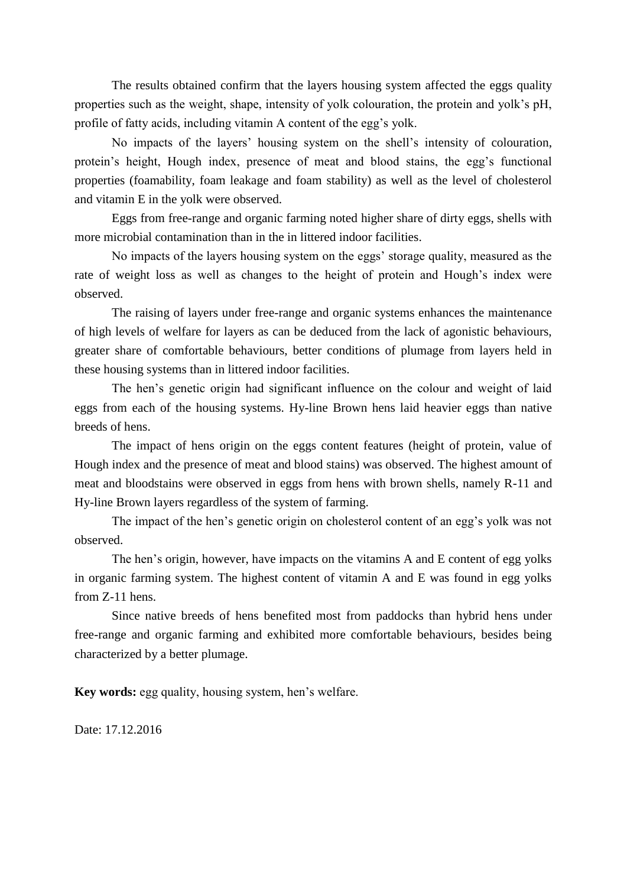The results obtained confirm that the layers housing system affected the eggs quality properties such as the weight, shape, intensity of yolk colouration, the protein and yolk's pH, profile of fatty acids, including vitamin A content of the egg's yolk.

No impacts of the layers' housing system on the shell's intensity of colouration, protein's height, Hough index, presence of meat and blood stains, the egg's functional properties (foamability, foam leakage and foam stability) as well as the level of cholesterol and vitamin E in the yolk were observed.

Eggs from free-range and organic farming noted higher share of dirty eggs, shells with more microbial contamination than in the in littered indoor facilities.

No impacts of the layers housing system on the eggs' storage quality, measured as the rate of weight loss as well as changes to the height of protein and Hough's index were observed.

The raising of layers under free-range and organic systems enhances the maintenance of high levels of welfare for layers as can be deduced from the lack of agonistic behaviours, greater share of comfortable behaviours, better conditions of plumage from layers held in these housing systems than in littered indoor facilities.

The hen's genetic origin had significant influence on the colour and weight of laid eggs from each of the housing systems. Hy-line Brown hens laid heavier eggs than native breeds of hens.

The impact of hens origin on the eggs content features (height of protein, value of Hough index and the presence of meat and blood stains) was observed. The highest amount of meat and bloodstains were observed in eggs from hens with brown shells, namely R-11 and Hy-line Brown layers regardless of the system of farming.

The impact of the hen's genetic origin on cholesterol content of an egg's yolk was not observed.

The hen's origin, however, have impacts on the vitamins A and E content of egg yolks in organic farming system. The highest content of vitamin A and E was found in egg yolks from Z-11 hens.

Since native breeds of hens benefited most from paddocks than hybrid hens under free-range and organic farming and exhibited more comfortable behaviours, besides being characterized by a better plumage.

**Key words:** egg quality, housing system, hen's welfare.

Date: 17.12.2016